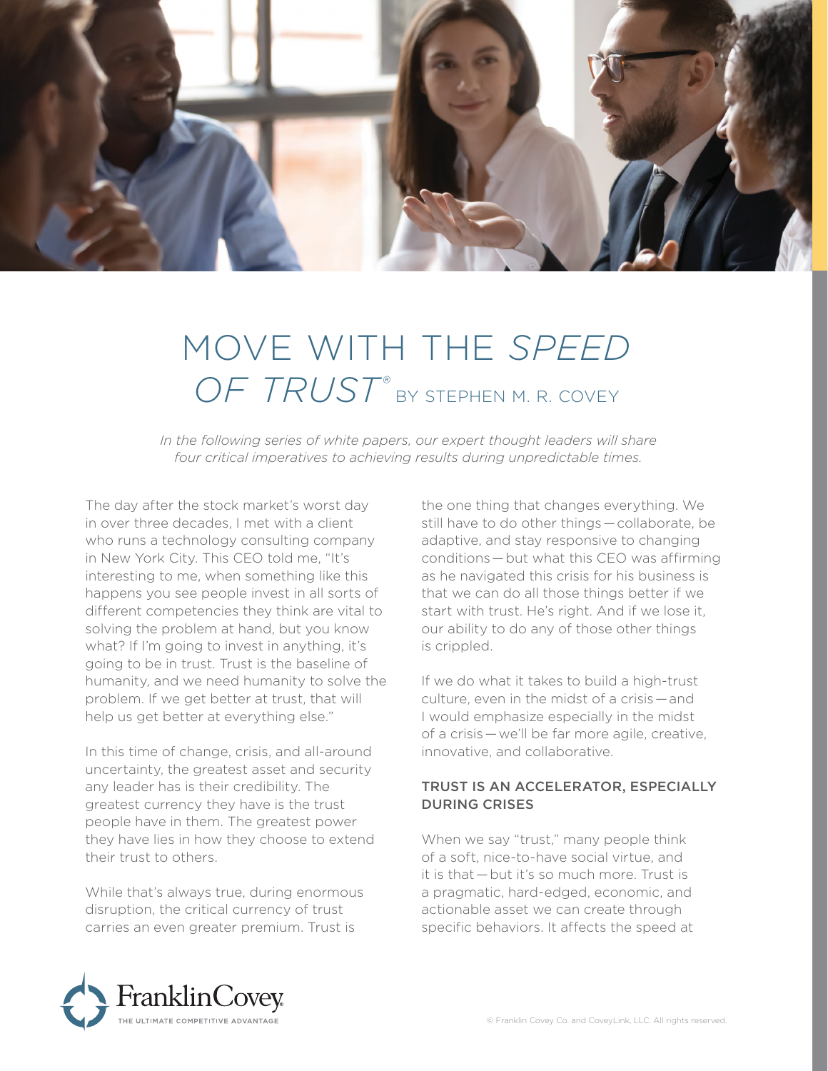# MOVE WITH THE *SPEED OF TRUST*® BY STEPHEN M. R. COVEY

*In the following series of white papers, our expert thought leaders will share four critical imperatives to achieving results during unpredictable times.*

The day after the stock market's worst day in over three decades, I met with a client who runs a technology consulting company in New York City. This CEO told me, "It's interesting to me, when something like this happens you see people invest in all sorts of different competencies they think are vital to solving the problem at hand, but you know what? If I'm going to invest in anything, it's going to be in trust. Trust is the baseline of humanity, and we need humanity to solve the problem. If we get better at trust, that will help us get better at everything else."

In this time of change, crisis, and all-around uncertainty, the greatest asset and security any leader has is their credibility. The greatest currency they have is the trust people have in them. The greatest power they have lies in how they choose to extend their trust to others.

While that's always true, during enormous disruption, the critical currency of trust carries an even greater premium. Trust is the one thing that changes everything. We still have to do other things—collaborate, be adaptive, and stay responsive to changing conditions—but what this CEO was affirming as he navigated this crisis for his business is that we can do all those things better if we start with trust. He's right. And if we lose it, our ability to do any of those other things is crippled.

If we do what it takes to build a high-trust culture, even in the midst of a crisis—and I would emphasize especially in the midst of a crisis—we'll be far more agile, creative, innovative, and collaborative.

## TRUST IS AN ACCELERATOR, ESPECIALLY DURING CRISES

When we say "trust," many people think of a soft, nice-to-have social virtue, and it is that—but it's so much more. Trust is a pragmatic, hard-edged, economic, and actionable asset we can create through specific behaviors. It affects the speed at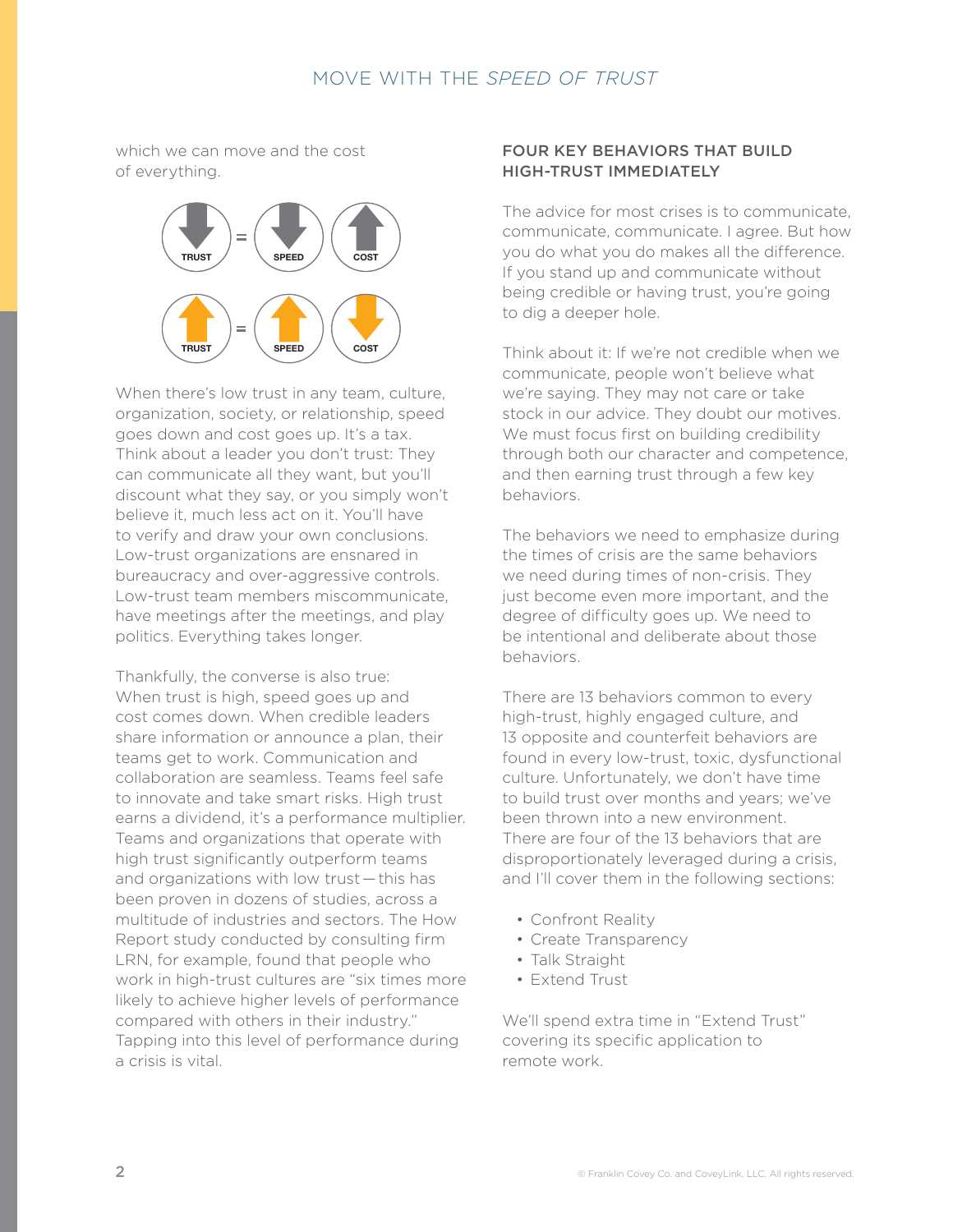which we can move and the cost of everything.

TRUST = SPEED COST

TRUST = SPEED COST

When there's low trust in any team, culture, organization, society, or relationship, speed goes down and cost goes up. It's a tax. Think about a leader you don't trust: They can communicate all they want, but you'll discount what they say, or you simply won't believe it, much less act on it. You'll have to verify and draw your own conclusions. Low-trust organizations are ensnared in bureaucracy and over-aggressive controls. Low-trust team members miscommunicate, have meetings after the meetings, and play politics. Everything takes longer.

Thankfully, the converse is also true: When trust is high, speed goes up and cost comes down. When credible leaders share information or announce a plan, their teams get to work. Communication and collaboration are seamless. Teams feel safe to innovate and take smart risks. High trust earns a dividend, it's a performance multiplier. Teams and organizations that operate with high trust significantly outperform teams and organizations with low trust—this has been proven in dozens of studies, across a multitude of industries and sectors. The How Report study conducted by consulting firm LRN, for example, found that people who work in high-trust cultures are "six times more likely to achieve higher levels of performance compared with others in their industry." Tapping into this level of performance during a crisis is vital.

## FOUR KEY BEHAVIORS THAT BUILD HIGH-TRUST IMMEDIATELY

The advice for most crises is to communicate, communicate, communicate. I agree. But how you do what you do makes all the difference. If you stand up and communicate without being credible or having trust, you're going to dig a deeper hole.

Think about it: If we're not credible when we communicate, people won't believe what we're saying. They may not care or take stock in our advice. They doubt our motives. We must focus first on building credibility through both our character and competence, and then earning trust through a few key behaviors.

The behaviors we need to emphasize during the times of crisis are the same behaviors we need during times of non-crisis. They just become even more important, and the degree of difficulty goes up. We need to be intentional and deliberate about those behaviors.

There are 13 behaviors common to every high-trust, highly engaged culture, and 13 opposite and counterfeit behaviors are found in every low-trust, toxic, dysfunctional culture. Unfortunately, we don't have time to build trust over months and years; we've been thrown into a new environment. There are four of the 13 behaviors that are disproportionately leveraged during a crisis, and I'll cover them in the following sections:

- Confront Reality
- Create Transparency
- Talk Straight
- Extend Trust

We'll spend extra time in "Extend Trust" covering its specific application to remote work.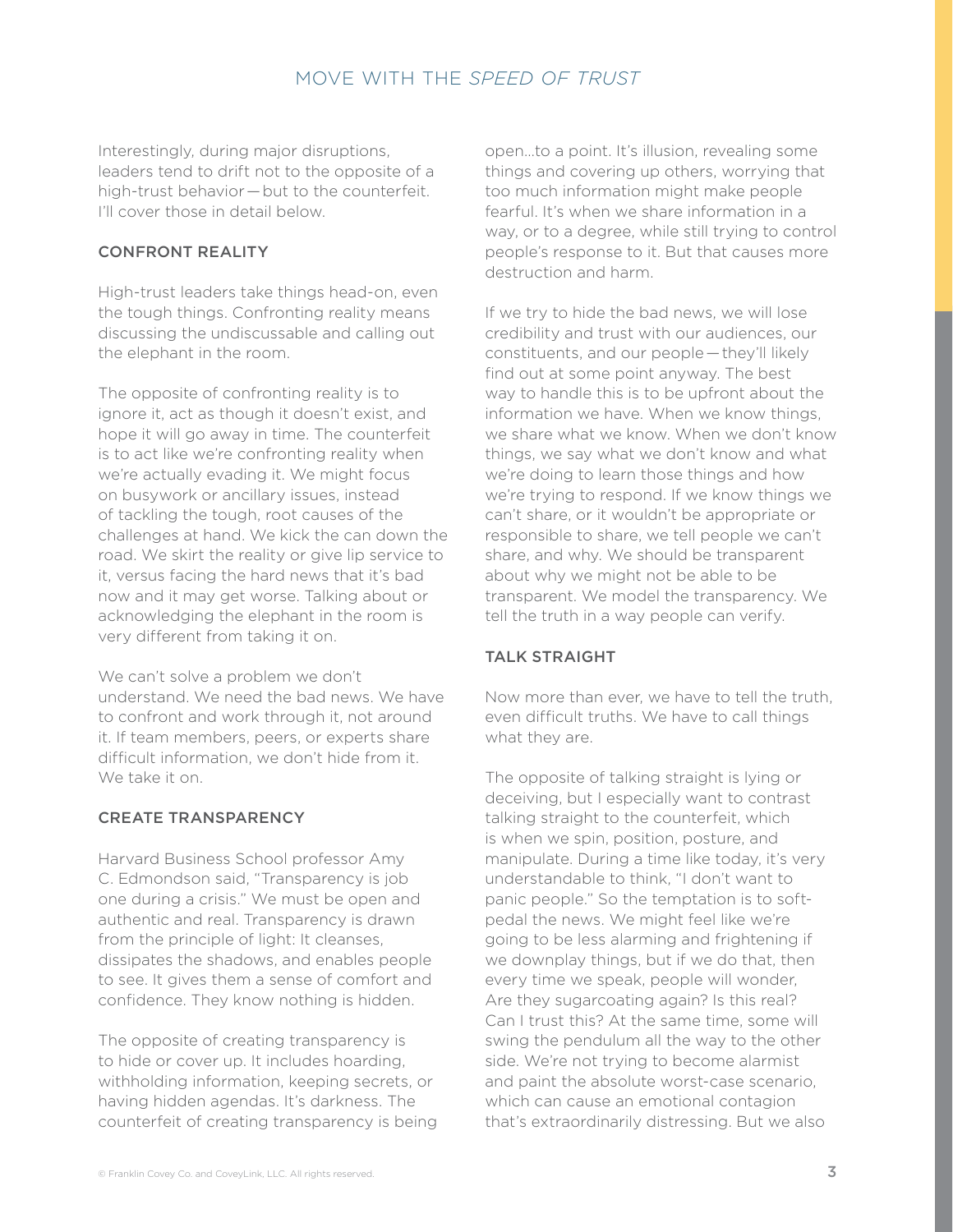Interestingly, during major disruptions, leaders tend to drift not to the opposite of a high-trust behavior — but to the counterfeit. I'll cover those in detail below.

## CONFRONT REALITY

High-trust leaders take things head-on, even the tough things. Confronting reality means discussing the undiscussable and calling out the elephant in the room.

The opposite of confronting reality is to ignore it, act as though it doesn't exist, and hope it will go away in time. The counterfeit is to act like we're confronting reality when we're actually evading it. We might focus on busywork or ancillary issues, instead of tackling the tough, root causes of the challenges at hand. We kick the can down the road. We skirt the reality or give lip service to it, versus facing the hard news that it's bad now and it may get worse. Talking about or acknowledging the elephant in the room is very different from taking it on.

We can't solve a problem we don't understand. We need the bad news. We have to confront and work through it, not around it. If team members, peers, or experts share difficult information, we don't hide from it. We take it on.

## CREATE TRANSPARENCY

Harvard Business School professor Amy C. Edmondson said, "Transparency is job one during a crisis." We must be open and authentic and real. Transparency is drawn from the principle of light: It cleanses, dissipates the shadows, and enables people to see. It gives them a sense of comfort and confidence. They know nothing is hidden.

The opposite of creating transparency is to hide or cover up. It includes hoarding, withholding information, keeping secrets, or having hidden agendas. It's darkness. The counterfeit of creating transparency is being open…to a point. It's illusion, revealing some things and covering up others, worrying that too much information might make people fearful. It's when we share information in a way, or to a degree, while still trying to control people's response to it. But that causes more destruction and harm.

If we try to hide the bad news, we will lose credibility and trust with our audiences, our constituents, and our people — they'll likely find out at some point anyway. The best way to handle this is to be upfront about the information we have. When we know things, we share what we know. When we don't know things, we say what we don't know and what we're doing to learn those things and how we're trying to respond. If we know things we can't share, or it wouldn't be appropriate or responsible to share, we tell people we can't share, and why. We should be transparent about why we might not be able to be transparent. We model the transparency. We tell the truth in a way people can verify.

## TALK STRAIGHT

Now more than ever, we have to tell the truth, even difficult truths. We have to call things what they are.

The opposite of talking straight is lying or deceiving, but I especially want to contrast talking straight to the counterfeit, which is when we spin, position, posture, and manipulate. During a time like today, it's very understandable to think, "I don't want to panic people." So the temptation is to soft-pedal the news. We might feel like we're going to be less alarming and frightening if we downplay things, but if we do that, then every time we speak, people will wonder, Are they sugarcoating again? Is this real? Can I trust this? At the same time, some will swing the pendulum all the way to the other side. We're not trying to become alarmist and paint the absolute worst-case scenario, which can cause an emotional contagion that's extraordinarily distressing. But we also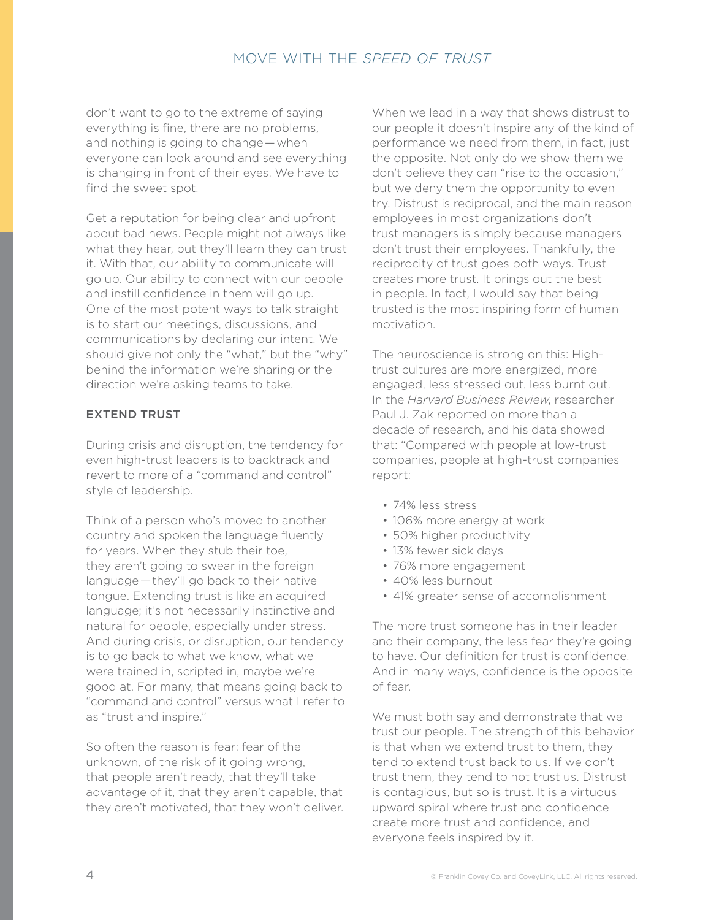don't want to go to the extreme of saying everything is fine, there are no problems, and nothing is going to change — when everyone can look around and see everything is changing in front of their eyes. We have to find the sweet spot.

Get a reputation for being clear and upfront about bad news. People might not always like what they hear, but they'll learn they can trust it. With that, our ability to communicate will go up. Our ability to connect with our people and instill confidence in them will go up. One of the most potent ways to talk straight is to start our meetings, discussions, and communications by declaring our intent. We should give not only the "what," but the "why" behind the information we're sharing or the direction we're asking teams to take.

## EXTEND TRUST

During crisis and disruption, the tendency for even high-trust leaders is to backtrack and revert to more of a "command and control" style of leadership.

Think of a person who's moved to another country and spoken the language fluently for years. When they stub their toe, they aren't going to swear in the foreign language — they'll go back to their native tongue. Extending trust is like an acquired language; it's not necessarily instinctive and natural for people, especially under stress. And during crisis, or disruption, our tendency is to go back to what we know, what we were trained in, scripted in, maybe we're good at. For many, that means going back to "command and control" versus what I refer to as "trust and inspire."

So often the reason is fear: fear of the unknown, of the risk of it going wrong, that people aren't ready, that they'll take advantage of it, that they aren't capable, that they aren't motivated, that they won't deliver.

When we lead in a way that shows distrust to our people it doesn't inspire any of the kind of performance we need from them, in fact, just the opposite. Not only do we show them we don't believe they can "rise to the occasion," but we deny them the opportunity to even try. Distrust is reciprocal, and the main reason employees in most organizations don't trust managers is simply because managers don't trust their employees. Thankfully, the reciprocity of trust goes both ways. Trust creates more trust. It brings out the best in people. In fact, I would say that being trusted is the most inspiring form of human motivation.

The neuroscience is strong on this: High-trust cultures are more energized, more engaged, less stressed out, less burnt out. In the *Harvard Business Review*, researcher Paul J. Zak reported on more than a decade of research, and his data showed that: "Compared with people at low-trust companies, people at high-trust companies report:

- 74% less stress
- 106% more energy at work
- 50% higher productivity
- 13% fewer sick days
- 76% more engagement
- 40% less burnout
- 41% greater sense of accomplishment

The more trust someone has in their leader and their company, the less fear they're going to have. Our definition for trust is confidence. And in many ways, confidence is the opposite of fear.

We must both say and demonstrate that we trust our people. The strength of this behavior is that when we extend trust to them, they tend to extend trust back to us. If we don't trust them, they tend to not trust us. Distrust is contagious, but so is trust. It is a virtuous upward spiral where trust and confidence create more trust and confidence, and everyone feels inspired by it.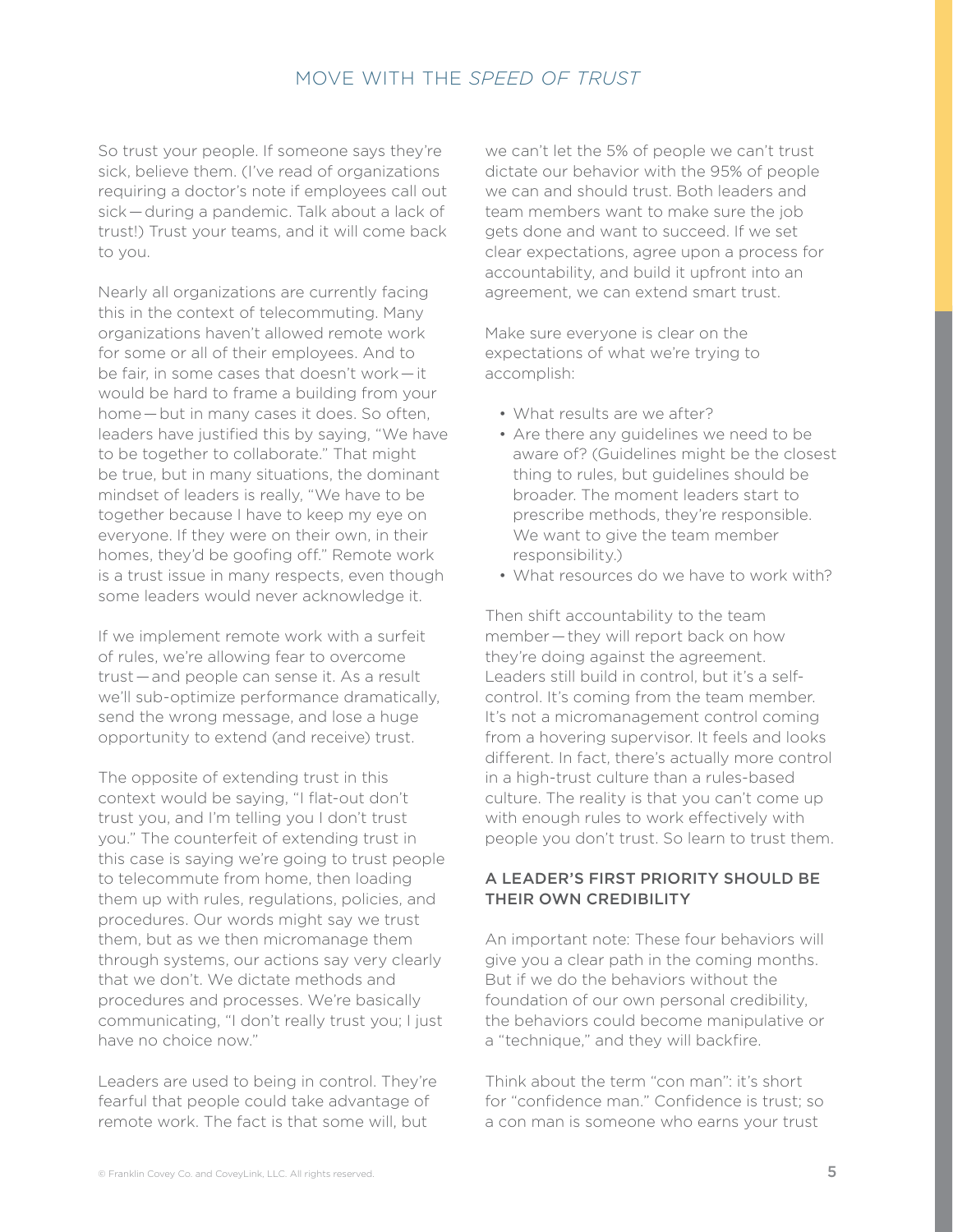So trust your people. If someone says they're sick, believe them. (I've read of organizations requiring a doctor's note if employees call out sick—during a pandemic. Talk about a lack of trust!) Trust your teams, and it will come back to you.

Nearly all organizations are currently facing this in the context of telecommuting. Many organizations haven't allowed remote work for some or all of their employees. And to be fair, in some cases that doesn't work—it would be hard to frame a building from your home—but in many cases it does. So often, leaders have justified this by saying, "We have to be together to collaborate." That might be true, but in many situations, the dominant mindset of leaders is really, "We have to be together because I have to keep my eye on everyone. If they were on their own, in their homes, they'd be goofing off." Remote work is a trust issue in many respects, even though some leaders would never acknowledge it.

If we implement remote work with a surfeit of rules, we're allowing fear to overcome trust—and people can sense it. As a result we'll sub-optimize performance dramatically, send the wrong message, and lose a huge opportunity to extend (and receive) trust.

The opposite of extending trust in this context would be saying, "I flat-out don't trust you, and I'm telling you I don't trust you." The counterfeit of extending trust in this case is saying we're going to trust people to telecommute from home, then loading them up with rules, regulations, policies, and procedures. Our words might say we trust them, but as we then micromanage them through systems, our actions say very clearly that we don't. We dictate methods and procedures and processes. We're basically communicating, "I don't really trust you; I just have no choice now."

Leaders are used to being in control. They're fearful that people could take advantage of remote work. The fact is that some will, but we can't let the 5% of people we can't trust dictate our behavior with the 95% of people we can and should trust. Both leaders and team members want to make sure the job gets done and want to succeed. If we set clear expectations, agree upon a process for accountability, and build it upfront into an agreement, we can extend smart trust.

Make sure everyone is clear on the expectations of what we're trying to accomplish:

- What results are we after?
- Are there any guidelines we need to be aware of? (Guidelines might be the closest thing to rules, but guidelines should be broader. The moment leaders start to prescribe methods, they're responsible. We want to give the team member responsibility.)
- What resources do we have to work with?

Then shift accountability to the team member—they will report back on how they're doing against the agreement. Leaders still build in control, but it's a self-control. It's coming from the team member. It's not a micromanagement control coming from a hovering supervisor. It feels and looks different. In fact, there's actually more control in a high-trust culture than a rules-based culture. The reality is that you can't come up with enough rules to work effectively with people you don't trust. So learn to trust them.

## A LEADER'S FIRST PRIORITY SHOULD BE THEIR OWN CREDIBILITY

An important note: These four behaviors will give you a clear path in the coming months. But if we do the behaviors without the foundation of our own personal credibility, the behaviors could become manipulative or a "technique," and they will backfire.

Think about the term "con man": it's short for "confidence man." Confidence is trust; so a con man is someone who earns your trust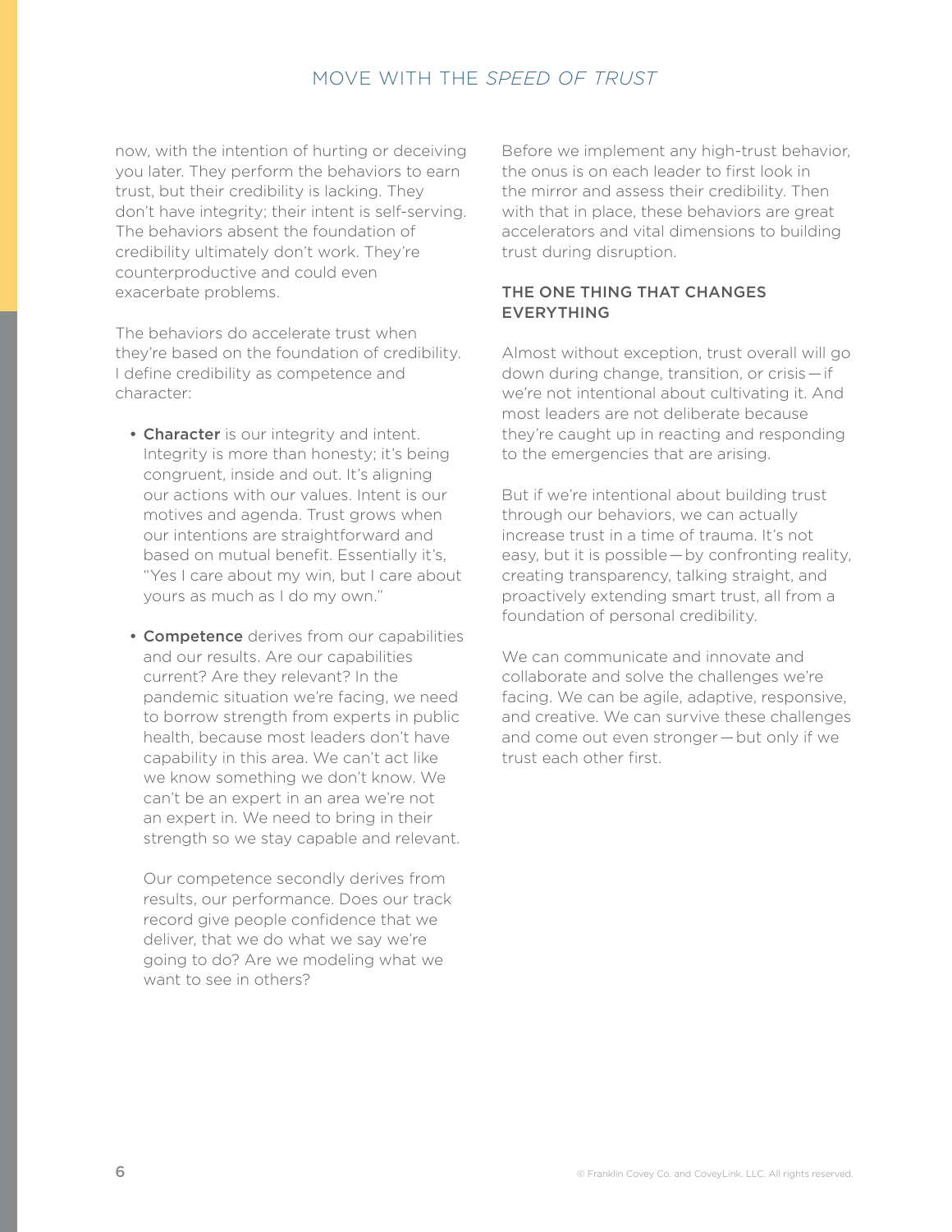now, with the intention of hurting or deceiving you later. They perform the behaviors to earn trust, but their credibility is lacking. They don't have integrity; their intent is self-serving. The behaviors absent the foundation of credibility ultimately don't work. They're counterproductive and could even exacerbate problems.

The behaviors do accelerate trust when they're based on the foundation of credibility. I define credibility as competence and character:

- **Character** is our integrity and intent. Integrity is more than honesty; it's being congruent, inside and out. It's aligning our actions with our values. Intent is our motives and agenda. Trust grows when our intentions are straightforward and based on mutual benefit. Essentially it's, "Yes I care about my win, but I care about yours as much as I do my own."

- **Competence** derives from our capabilities and our results. Are our capabilities current? Are they relevant? In the pandemic situation we're facing, we need to borrow strength from experts in public health, because most leaders don't have capability in this area. We can't act like we know something we don't know. We can't be an expert in an area we're not an expert in. We need to bring in their strength so we stay capable and relevant.

  Our competence secondly derives from results, our performance. Does our track record give people confidence that we deliver, that we do what we say we're going to do? Are we modeling what we want to see in others?

Before we implement any high-trust behavior, the onus is on each leader to first look in the mirror and assess their credibility. Then with that in place, these behaviors are great accelerators and vital dimensions to building trust during disruption.

## THE ONE THING THAT CHANGES EVERYTHING

Almost without exception, trust overall will go down during change, transition, or crisis—if we're not intentional about cultivating it. And most leaders are not deliberate because they're caught up in reacting and responding to the emergencies that are arising.

But if we're intentional about building trust through our behaviors, we can actually increase trust in a time of trauma. It's not easy, but it is possible—by confronting reality, creating transparency, talking straight, and proactively extending smart trust, all from a foundation of personal credibility.

We can communicate and innovate and collaborate and solve the challenges we're facing. We can be agile, adaptive, responsive, and creative. We can survive these challenges and come out even stronger—but only if we trust each other first.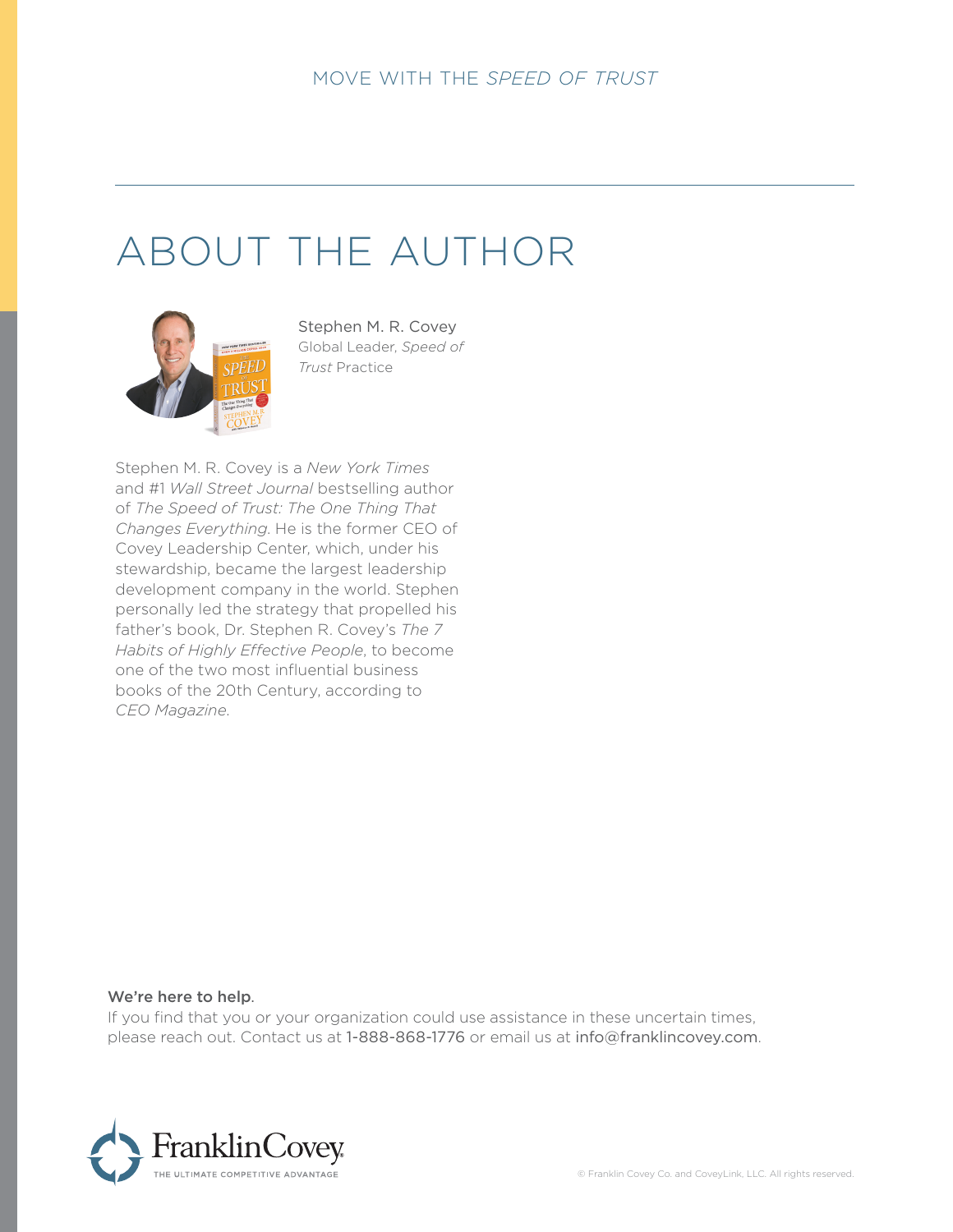# ABOUT THE AUTHOR

Stephen M. R. Covey
Global Leader, *Speed of Trust* Practice

Stephen M. R. Covey is a *New York Times* and #1 *Wall Street Journal* bestselling author of *The Speed of Trust: The One Thing That Changes Everything*. He is the former CEO of Covey Leadership Center, which, under his stewardship, became the largest leadership development company in the world. Stephen personally led the strategy that propelled his father's book, Dr. Stephen R. Covey's *The 7 Habits of Highly Effective People*, to become one of the two most influential business books of the 20th Century, according to *CEO Magazine*.

**We're here to help**.
If you find that you or your organization could use assistance in these uncertain times, please reach out. Contact us at 1-888-868-1776 or email us at info@franklincovey.com.

FranklinCovey
THE ULTIMATE COMPETITIVE ADVANTAGE

© Franklin Covey Co. and CoveyLink, LLC. All rights reserved.